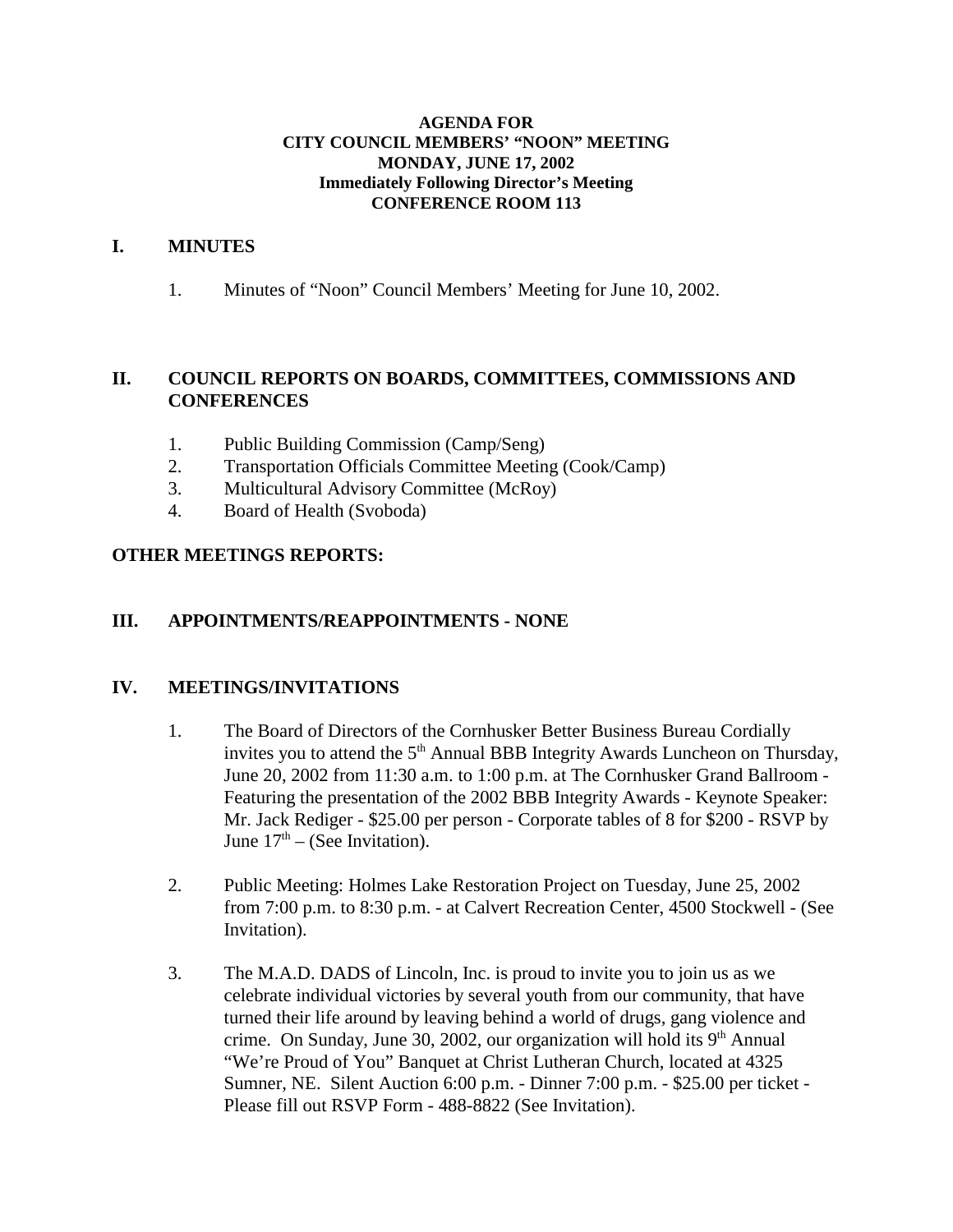**AGENDA FOR**
**CITY COUNCIL MEMBERS' "NOON" MEETING**
**MONDAY, JUNE 17, 2002**
**Immediately Following Director's Meeting**
**CONFERENCE ROOM 113**

## I. MINUTES

1. Minutes of "Noon" Council Members' Meeting for June 10, 2002.

## II. COUNCIL REPORTS ON BOARDS, COMMITTEES, COMMISSIONS AND CONFERENCES

1. Public Building Commission (Camp/Seng)
2. Transportation Officials Committee Meeting (Cook/Camp)
3. Multicultural Advisory Committee (McRoy)
4. Board of Health (Svoboda)

**OTHER MEETINGS REPORTS:**

## III. APPOINTMENTS/REAPPOINTMENTS - NONE

## IV. MEETINGS/INVITATIONS

1. The Board of Directors of the Cornhusker Better Business Bureau Cordially invites you to attend the 5th Annual BBB Integrity Awards Luncheon on Thursday, June 20, 2002 from 11:30 a.m. to 1:00 p.m. at The Cornhusker Grand Ballroom - Featuring the presentation of the 2002 BBB Integrity Awards - Keynote Speaker: Mr. Jack Rediger - $25.00 per person - Corporate tables of 8 for $200 - RSVP by June 17th – (See Invitation).

2. Public Meeting: Holmes Lake Restoration Project on Tuesday, June 25, 2002 from 7:00 p.m. to 8:30 p.m. - at Calvert Recreation Center, 4500 Stockwell - (See Invitation).

3. The M.A.D. DADS of Lincoln, Inc. is proud to invite you to join us as we celebrate individual victories by several youth from our community, that have turned their life around by leaving behind a world of drugs, gang violence and crime. On Sunday, June 30, 2002, our organization will hold its 9th Annual "We're Proud of You" Banquet at Christ Lutheran Church, located at 4325 Sumner, NE. Silent Auction 6:00 p.m. - Dinner 7:00 p.m. - $25.00 per ticket - Please fill out RSVP Form - 488-8822 (See Invitation).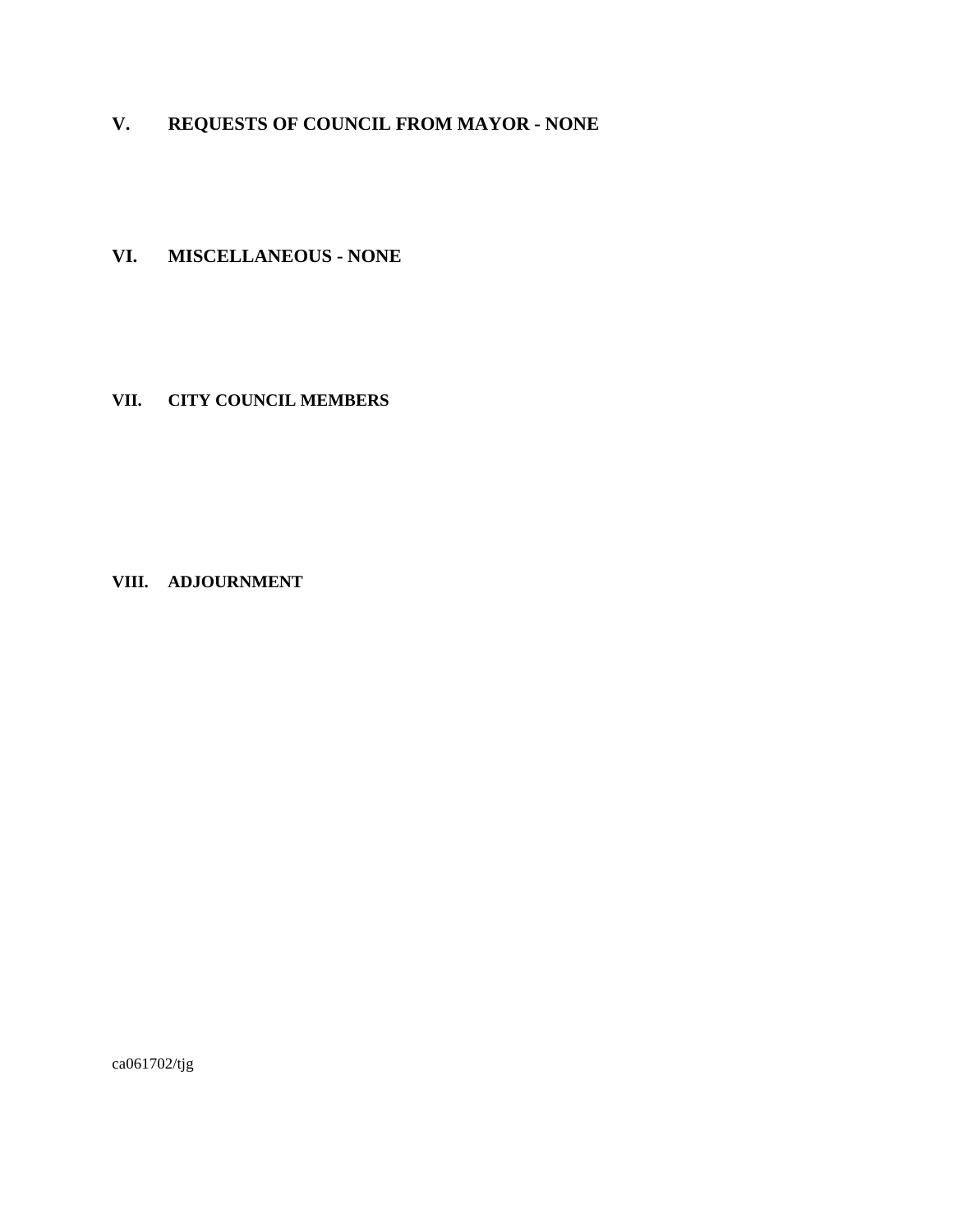## V. REQUESTS OF COUNCIL FROM MAYOR - NONE

## VI. MISCELLANEOUS - NONE

## VII. CITY COUNCIL MEMBERS

## VIII. ADJOURNMENT

ca061702/tjg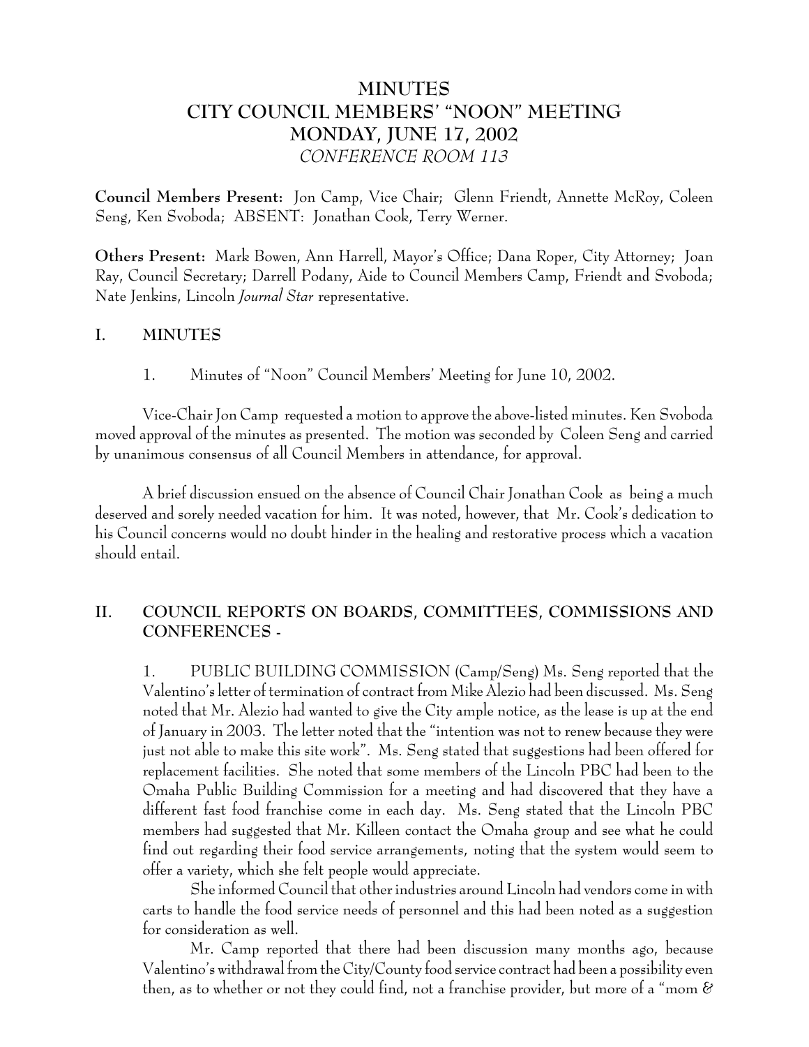# MINUTES
# CITY COUNCIL MEMBERS' "NOON" MEETING
# MONDAY, JUNE 17, 2002
*CONFERENCE ROOM 113*

**Council Members Present:** Jon Camp, Vice Chair; Glenn Friendt, Annette McRoy, Coleen Seng, Ken Svoboda; ABSENT: Jonathan Cook, Terry Werner.

**Others Present:** Mark Bowen, Ann Harrell, Mayor's Office; Dana Roper, City Attorney; Joan Ray, Council Secretary; Darrell Podany, Aide to Council Members Camp, Friendt and Svoboda; Nate Jenkins, Lincoln *Journal Star* representative.

## I. MINUTES

1. Minutes of "Noon" Council Members' Meeting for June 10, 2002.

Vice-Chair Jon Camp requested a motion to approve the above-listed minutes. Ken Svoboda moved approval of the minutes as presented. The motion was seconded by Coleen Seng and carried by unanimous consensus of all Council Members in attendance, for approval.

A brief discussion ensued on the absence of Council Chair Jonathan Cook as being a much deserved and sorely needed vacation for him. It was noted, however, that Mr. Cook's dedication to his Council concerns would no doubt hinder in the healing and restorative process which a vacation should entail.

## II. COUNCIL REPORTS ON BOARDS, COMMITTEES, COMMISSIONS AND CONFERENCES -

1. PUBLIC BUILDING COMMISSION (Camp/Seng) Ms. Seng reported that the Valentino's letter of termination of contract from Mike Alezio had been discussed. Ms. Seng noted that Mr. Alezio had wanted to give the City ample notice, as the lease is up at the end of January in 2003. The letter noted that the "intention was not to renew because they were just not able to make this site work". Ms. Seng stated that suggestions had been offered for replacement facilities. She noted that some members of the Lincoln PBC had been to the Omaha Public Building Commission for a meeting and had discovered that they have a different fast food franchise come in each day. Ms. Seng stated that the Lincoln PBC members had suggested that Mr. Killeen contact the Omaha group and see what he could find out regarding their food service arrangements, noting that the system would seem to offer a variety, which she felt people would appreciate.

She informed Council that other industries around Lincoln had vendors come in with carts to handle the food service needs of personnel and this had been noted as a suggestion for consideration as well.

Mr. Camp reported that there had been discussion many months ago, because Valentino's withdrawal from the City/County food service contract had been a possibility even then, as to whether or not they could find, not a franchise provider, but more of a "mom &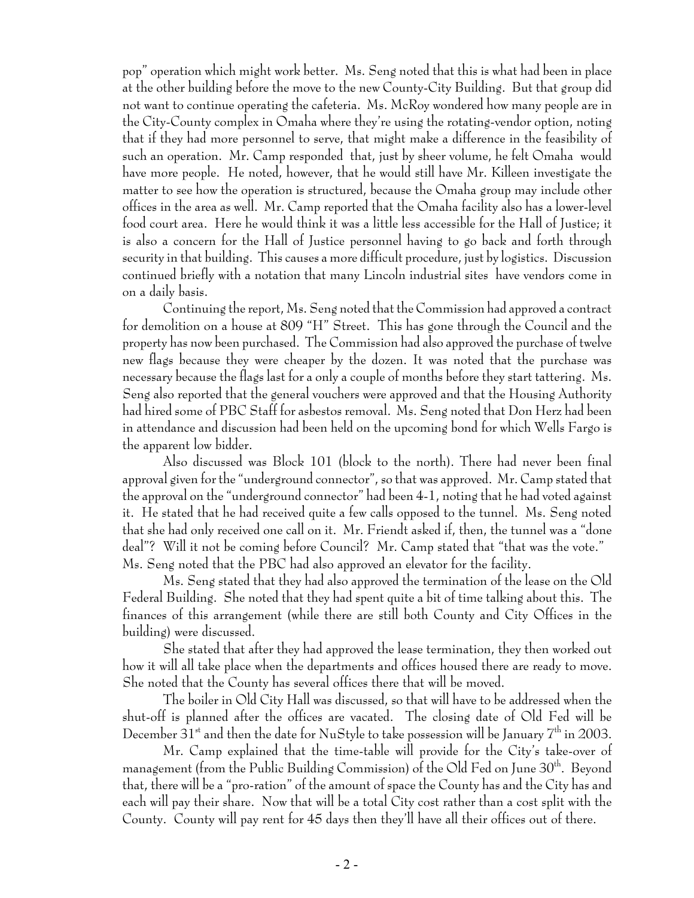pop" operation which might work better. Ms. Seng noted that this is what had been in place at the other building before the move to the new County-City Building. But that group did not want to continue operating the cafeteria. Ms. McRoy wondered how many people are in the City-County complex in Omaha where they're using the rotating-vendor option, noting that if they had more personnel to serve, that might make a difference in the feasibility of such an operation. Mr. Camp responded that, just by sheer volume, he felt Omaha would have more people. He noted, however, that he would still have Mr. Killeen investigate the matter to see how the operation is structured, because the Omaha group may include other offices in the area as well. Mr. Camp reported that the Omaha facility also has a lower-level food court area. Here he would think it was a little less accessible for the Hall of Justice; it is also a concern for the Hall of Justice personnel having to go back and forth through security in that building. This causes a more difficult procedure, just by logistics. Discussion continued briefly with a notation that many Lincoln industrial sites have vendors come in on a daily basis.

Continuing the report, Ms. Seng noted that the Commission had approved a contract for demolition on a house at 809 "H" Street. This has gone through the Council and the property has now been purchased. The Commission had also approved the purchase of twelve new flags because they were cheaper by the dozen. It was noted that the purchase was necessary because the flags last for a only a couple of months before they start tattering. Ms. Seng also reported that the general vouchers were approved and that the Housing Authority had hired some of PBC Staff for asbestos removal. Ms. Seng noted that Don Herz had been in attendance and discussion had been held on the upcoming bond for which Wells Fargo is the apparent low bidder.

Also discussed was Block 101 (block to the north). There had never been final approval given for the "underground connector", so that was approved. Mr. Camp stated that the approval on the "underground connector" had been 4-1, noting that he had voted against it. He stated that he had received quite a few calls opposed to the tunnel. Ms. Seng noted that she had only received one call on it. Mr. Friendt asked if, then, the tunnel was a "done deal"? Will it not be coming before Council? Mr. Camp stated that "that was the vote." Ms. Seng noted that the PBC had also approved an elevator for the facility.

Ms. Seng stated that they had also approved the termination of the lease on the Old Federal Building. She noted that they had spent quite a bit of time talking about this. The finances of this arrangement (while there are still both County and City Offices in the building) were discussed.

She stated that after they had approved the lease termination, they then worked out how it will all take place when the departments and offices housed there are ready to move. She noted that the County has several offices there that will be moved.

The boiler in Old City Hall was discussed, so that will have to be addressed when the shut-off is planned after the offices are vacated. The closing date of Old Fed will be December 31st and then the date for NuStyle to take possession will be January 7th in 2003.

Mr. Camp explained that the time-table will provide for the City's take-over of management (from the Public Building Commission) of the Old Fed on June 30th. Beyond that, there will be a "pro-ration" of the amount of space the County has and the City has and each will pay their share. Now that will be a total City cost rather than a cost split with the County. County will pay rent for 45 days then they'll have all their offices out of there.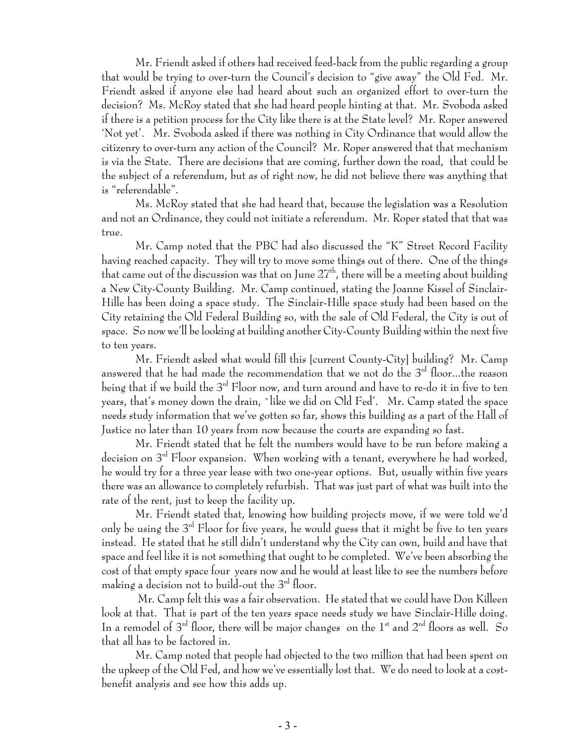Mr. Friendt asked if others had received feed-back from the public regarding a group that would be trying to over-turn the Council's decision to "give away" the Old Fed. Mr. Friendt asked if anyone else had heard about such an organized effort to over-turn the decision? Ms. McRoy stated that she had heard people hinting at that. Mr. Svoboda asked if there is a petition process for the City like there is at the State level? Mr. Roper answered 'Not yet'. Mr. Svoboda asked if there was nothing in City Ordinance that would allow the citizenry to over-turn any action of the Council? Mr. Roper answered that that mechanism is via the State. There are decisions that are coming, further down the road, that could be the subject of a referendum, but as of right now, he did not believe there was anything that is "referendable".

Ms. McRoy stated that she had heard that, because the legislation was a Resolution and not an Ordinance, they could not initiate a referendum. Mr. Roper stated that that was true.

Mr. Camp noted that the PBC had also discussed the "K" Street Record Facility having reached capacity. They will try to move some things out of there. One of the things that came out of the discussion was that on June 27th, there will be a meeting about building a New City-County Building. Mr. Camp continued, stating the Joanne Kissel of Sinclair-Hille has been doing a space study. The Sinclair-Hille space study had been based on the City retaining the Old Federal Building so, with the sale of Old Federal, the City is out of space. So now we'll be looking at building another City-County Building within the next five to ten years.

Mr. Friendt asked what would fill this [current County-City] building? Mr. Camp answered that he had made the recommendation that we not do the 3rd floor...the reason being that if we build the 3rd Floor now, and turn around and have to re-do it in five to ten years, that's money down the drain, `like we did on Old Fed'. Mr. Camp stated the space needs study information that we've gotten so far, shows this building as a part of the Hall of Justice no later than 10 years from now because the courts are expanding so fast.

Mr. Friendt stated that he felt the numbers would have to be run before making a decision on 3rd Floor expansion. When working with a tenant, everywhere he had worked, he would try for a three year lease with two one-year options. But, usually within five years there was an allowance to completely refurbish. That was just part of what was built into the rate of the rent, just to keep the facility up.

Mr. Friendt stated that, knowing how building projects move, if we were told we'd only be using the 3rd Floor for five years, he would guess that it might be five to ten years instead. He stated that he still didn't understand why the City can own, build and have that space and feel like it is not something that ought to be completed. We've been absorbing the cost of that empty space four years now and he would at least like to see the numbers before making a decision not to build-out the 3rd floor.

Mr. Camp felt this was a fair observation. He stated that we could have Don Killeen look at that. That is part of the ten years space needs study we have Sinclair-Hille doing. In a remodel of 3rd floor, there will be major changes on the 1st and 2nd floors as well. So that all has to be factored in.

Mr. Camp noted that people had objected to the two million that had been spent on the upkeep of the Old Fed, and how we've essentially lost that. We do need to look at a cost-benefit analysis and see how this adds up.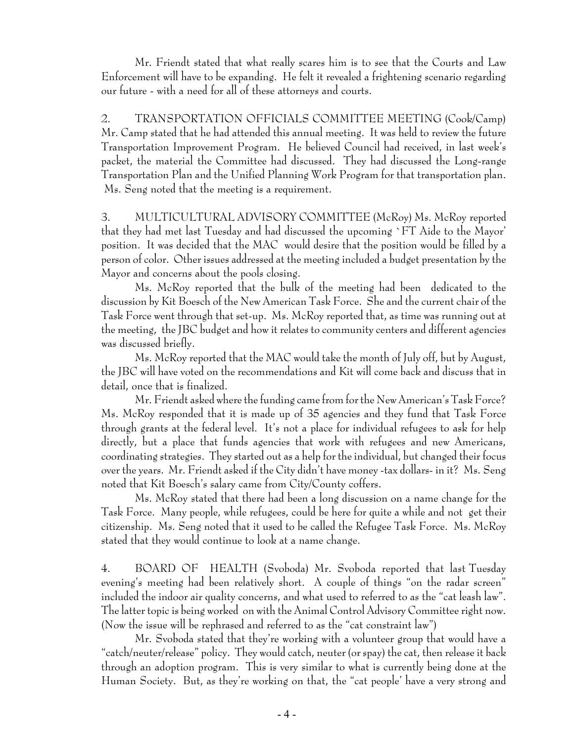Mr. Friendt stated that what really scares him is to see that the Courts and Law Enforcement will have to be expanding. He felt it revealed a frightening scenario regarding our future - with a need for all of these attorneys and courts.

2. TRANSPORTATION OFFICIALS COMMITTEE MEETING (Cook/Camp) Mr. Camp stated that he had attended this annual meeting. It was held to review the future Transportation Improvement Program. He believed Council had received, in last week's packet, the material the Committee had discussed. They had discussed the Long-range Transportation Plan and the Unified Planning Work Program for that transportation plan. Ms. Seng noted that the meeting is a requirement.

3. MULTICULTURAL ADVISORY COMMITTEE (McRoy) Ms. McRoy reported that they had met last Tuesday and had discussed the upcoming `FT Aide to the Mayor' position. It was decided that the MAC would desire that the position would be filled by a person of color. Other issues addressed at the meeting included a budget presentation by the Mayor and concerns about the pools closing.

Ms. McRoy reported that the bulk of the meeting had been dedicated to the discussion by Kit Boesch of the New American Task Force. She and the current chair of the Task Force went through that set-up. Ms. McRoy reported that, as time was running out at the meeting, the JBC budget and how it relates to community centers and different agencies was discussed briefly.

Ms. McRoy reported that the MAC would take the month of July off, but by August, the JBC will have voted on the recommendations and Kit will come back and discuss that in detail, once that is finalized.

Mr. Friendt asked where the funding came from for the New American's Task Force? Ms. McRoy responded that it is made up of 35 agencies and they fund that Task Force through grants at the federal level. It's not a place for individual refugees to ask for help directly, but a place that funds agencies that work with refugees and new Americans, coordinating strategies. They started out as a help for the individual, but changed their focus over the years. Mr. Friendt asked if the City didn't have money -tax dollars- in it? Ms. Seng noted that Kit Boesch's salary came from City/County coffers.

Ms. McRoy stated that there had been a long discussion on a name change for the Task Force. Many people, while refugees, could be here for quite a while and not get their citizenship. Ms. Seng noted that it used to be called the Refugee Task Force. Ms. McRoy stated that they would continue to look at a name change.

4. BOARD OF HEALTH (Svoboda) Mr. Svoboda reported that last Tuesday evening's meeting had been relatively short. A couple of things "on the radar screen" included the indoor air quality concerns, and what used to referred to as the "cat leash law". The latter topic is being worked on with the Animal Control Advisory Committee right now. (Now the issue will be rephrased and referred to as the "cat constraint law")

Mr. Svoboda stated that they're working with a volunteer group that would have a "catch/neuter/release" policy. They would catch, neuter (or spay) the cat, then release it back through an adoption program. This is very similar to what is currently being done at the Human Society. But, as they're working on that, the "cat people' have a very strong and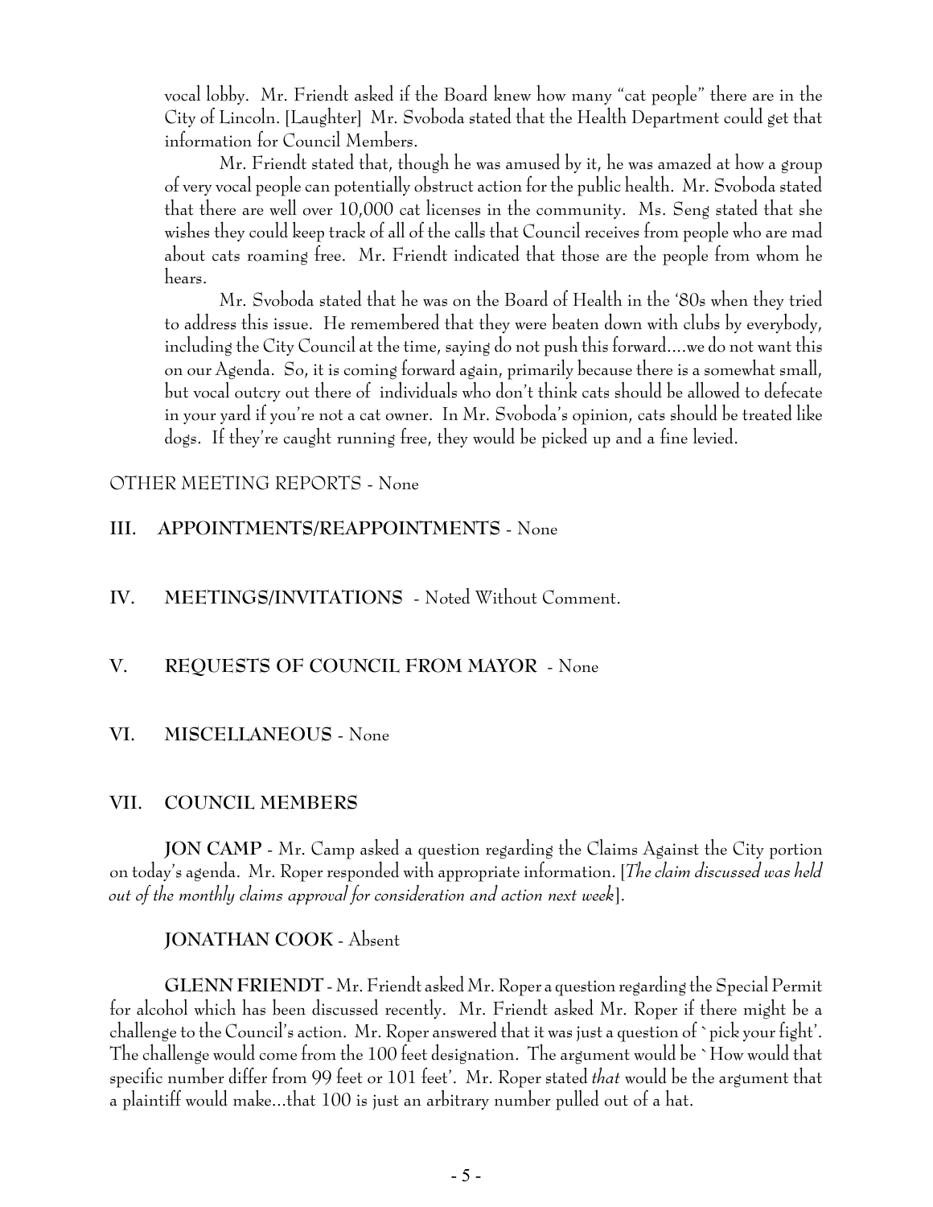vocal lobby. Mr. Friendt asked if the Board knew how many "cat people" there are in the City of Lincoln. [Laughter] Mr. Svoboda stated that the Health Department could get that information for Council Members.

Mr. Friendt stated that, though he was amused by it, he was amazed at how a group of very vocal people can potentially obstruct action for the public health. Mr. Svoboda stated that there are well over 10,000 cat licenses in the community. Ms. Seng stated that she wishes they could keep track of all of the calls that Council receives from people who are mad about cats roaming free. Mr. Friendt indicated that those are the people from whom he hears.

Mr. Svoboda stated that he was on the Board of Health in the '80s when they tried to address this issue. He remembered that they were beaten down with clubs by everybody, including the City Council at the time, saying do not push this forward....we do not want this on our Agenda. So, it is coming forward again, primarily because there is a somewhat small, but vocal outcry out there of individuals who don't think cats should be allowed to defecate in your yard if you're not a cat owner. In Mr. Svoboda's opinion, cats should be treated like dogs. If they're caught running free, they would be picked up and a fine levied.

OTHER MEETING REPORTS - None

## III. APPOINTMENTS/REAPPOINTMENTS - None

## IV. MEETINGS/INVITATIONS - Noted Without Comment.

## V. REQUESTS OF COUNCIL FROM MAYOR - None

## VI. MISCELLANEOUS - None

## VII. COUNCIL MEMBERS

**JON CAMP** - Mr. Camp asked a question regarding the Claims Against the City portion on today's agenda. Mr. Roper responded with appropriate information. [*The claim discussed was held out of the monthly claims approval for consideration and action next week*].

**JONATHAN COOK** - Absent

**GLENN FRIENDT** - Mr. Friendt asked Mr. Roper a question regarding the Special Permit for alcohol which has been discussed recently. Mr. Friendt asked Mr. Roper if there might be a challenge to the Council's action. Mr. Roper answered that it was just a question of `pick your fight'. The challenge would come from the 100 feet designation. The argument would be `How would that specific number differ from 99 feet or 101 feet'. Mr. Roper stated *that* would be the argument that a plaintiff would make...that 100 is just an arbitrary number pulled out of a hat.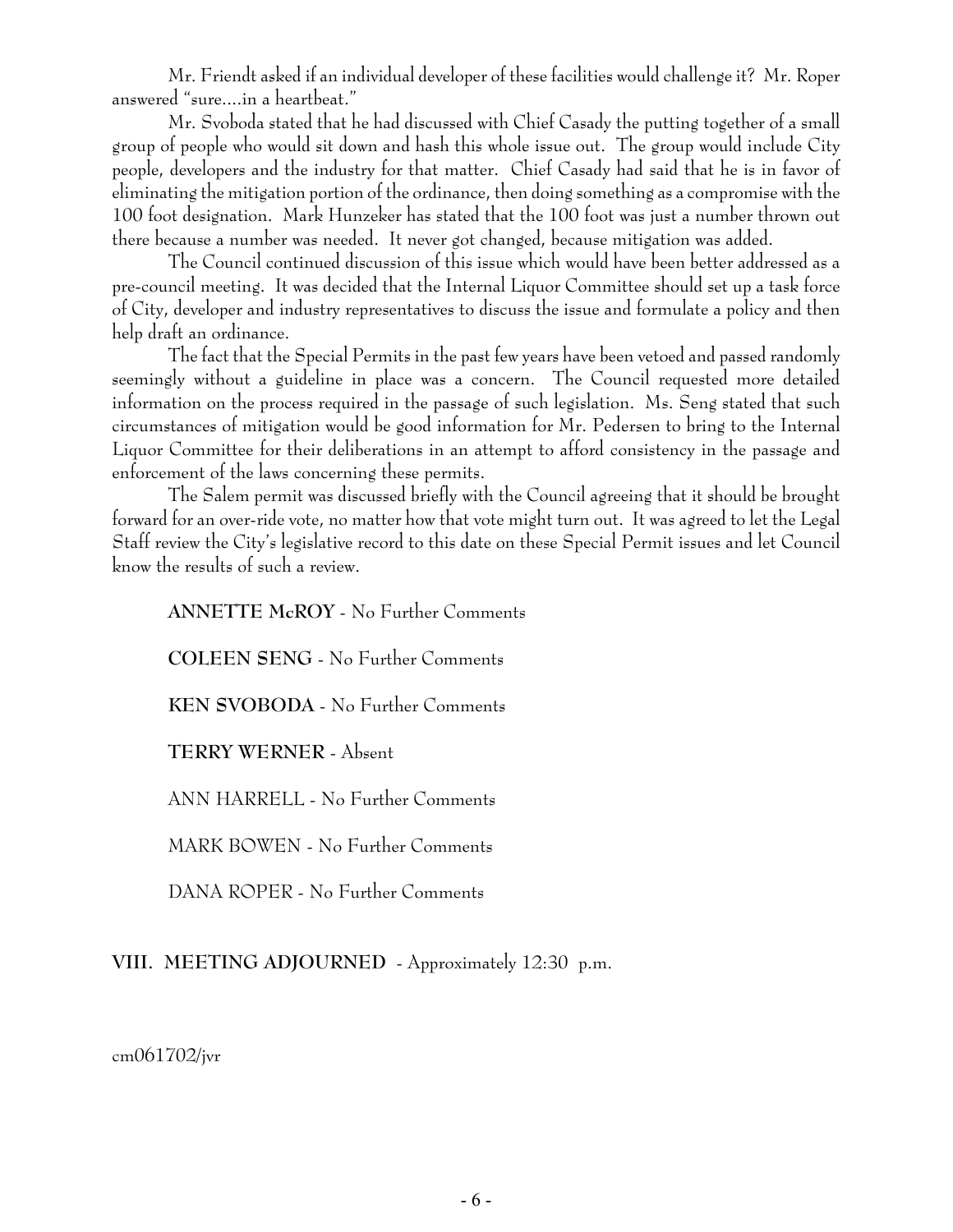Mr. Friendt asked if an individual developer of these facilities would challenge it? Mr. Roper answered "sure....in a heartbeat."

Mr. Svoboda stated that he had discussed with Chief Casady the putting together of a small group of people who would sit down and hash this whole issue out. The group would include City people, developers and the industry for that matter. Chief Casady had said that he is in favor of eliminating the mitigation portion of the ordinance, then doing something as a compromise with the 100 foot designation. Mark Hunzeker has stated that the 100 foot was just a number thrown out there because a number was needed. It never got changed, because mitigation was added.

The Council continued discussion of this issue which would have been better addressed as a pre-council meeting. It was decided that the Internal Liquor Committee should set up a task force of City, developer and industry representatives to discuss the issue and formulate a policy and then help draft an ordinance.

The fact that the Special Permits in the past few years have been vetoed and passed randomly seemingly without a guideline in place was a concern. The Council requested more detailed information on the process required in the passage of such legislation. Ms. Seng stated that such circumstances of mitigation would be good information for Mr. Pedersen to bring to the Internal Liquor Committee for their deliberations in an attempt to afford consistency in the passage and enforcement of the laws concerning these permits.

The Salem permit was discussed briefly with the Council agreeing that it should be brought forward for an over-ride vote, no matter how that vote might turn out. It was agreed to let the Legal Staff review the City's legislative record to this date on these Special Permit issues and let Council know the results of such a review.

**ANNETTE McROY** - No Further Comments

**COLEEN SENG** - No Further Comments

**KEN SVOBODA** - No Further Comments

**TERRY WERNER** - Absent

ANN HARRELL - No Further Comments

MARK BOWEN - No Further Comments

DANA ROPER - No Further Comments

**VIII. MEETING ADJOURNED** - Approximately 12:30 p.m.

cm061702/jvr